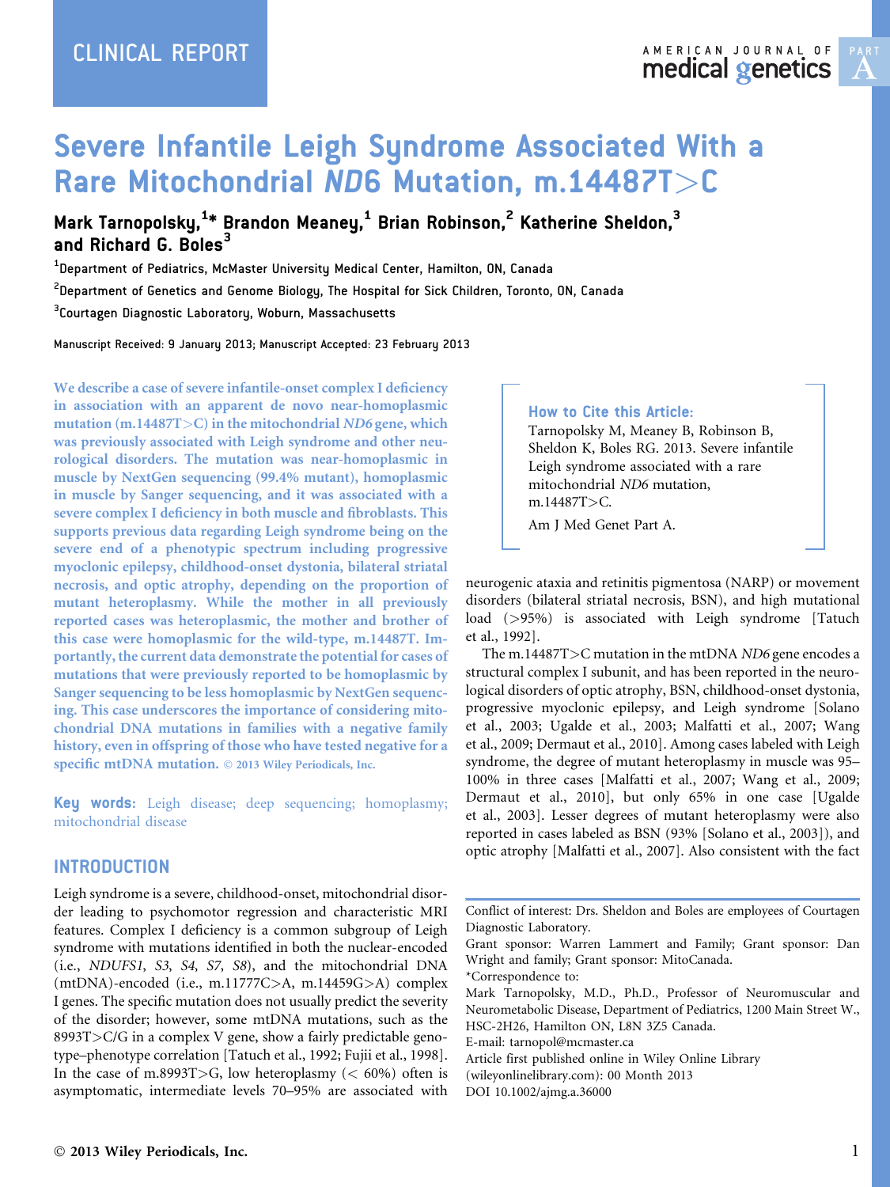CLINICAL REPORT

# Severe Infantile Leigh Syndrome Associated With a Rare Mitochondrial *ND6* Mutation, m.14487T>C

**Mark Tarnopolsky,[1]* Brandon Meaney,[1] Brian Robinson,[2] Katherine Sheldon,[3] and Richard G. Boles[3]**

[1]Department of Pediatrics, McMaster University Medical Center, Hamilton, ON, Canada

[2]Department of Genetics and Genome Biology, The Hospital for Sick Children, Toronto, ON, Canada

[3]Courtagen Diagnostic Laboratory, Woburn, Massachusetts

Manuscript Received: 9 January 2013; Manuscript Accepted: 23 February 2013

We describe a case of severe infantile-onset complex I deficiency in association with an apparent de novo near-homoplasmic mutation (m.14487T>C) in the mitochondrial *ND6* gene, which was previously associated with Leigh syndrome and other neurological disorders. The mutation was near-homoplasmic in muscle by NextGen sequencing (99.4% mutant), homoplasmic in muscle by Sanger sequencing, and it was associated with a severe complex I deficiency in both muscle and fibroblasts. This supports previous data regarding Leigh syndrome being on the severe end of a phenotypic spectrum including progressive myoclonic epilepsy, childhood-onset dystonia, bilateral striatal necrosis, and optic atrophy, depending on the proportion of mutant heteroplasmy. While the mother in all previously reported cases was heteroplasmic, the mother and brother of this case were homoplasmic for the wild-type, m.14487T. Importantly, the current data demonstrate the potential for cases of mutations that were previously reported to be homoplasmic by Sanger sequencing to be less homoplasmic by NextGen sequencing. This case underscores the importance of considering mitochondrial DNA mutations in families with a negative family history, even in offspring of those who have tested negative for a specific mtDNA mutation. © 2013 Wiley Periodicals, Inc.

**Key words:** Leigh disease; deep sequencing; homoplasmy; mitochondrial disease

**How to Cite this Article:**
Tarnopolsky M, Meaney B, Robinson B, Sheldon K, Boles RG. 2013. Severe infantile Leigh syndrome associated with a rare mitochondrial *ND6* mutation, m.14487T>C.
Am J Med Genet Part A.

## INTRODUCTION

Leigh syndrome is a severe, childhood-onset, mitochondrial disorder leading to psychomotor regression and characteristic MRI features. Complex I deficiency is a common subgroup of Leigh syndrome with mutations identified in both the nuclear-encoded (i.e., *NDUFS1*, *S3*, *S4*, *S7*, *S8*), and the mitochondrial DNA (mtDNA)-encoded (i.e., m.11777C>A, m.14459G>A) complex I genes. The specific mutation does not usually predict the severity of the disorder; however, some mtDNA mutations, such as the 8993T>C/G in a complex V gene, show a fairly predictable genotype–phenotype correlation [Tatuch et al., 1992; Fujii et al., 1998]. In the case of m.8993T>G, low heteroplasmy (< 60%) often is asymptomatic, intermediate levels 70–95% are associated with neurogenic ataxia and retinitis pigmentosa (NARP) or movement disorders (bilateral striatal necrosis, BSN), and high mutational load (>95%) is associated with Leigh syndrome [Tatuch et al., 1992].

The m.14487T>C mutation in the mtDNA *ND6* gene encodes a structural complex I subunit, and has been reported in the neurological disorders of optic atrophy, BSN, childhood-onset dystonia, progressive myoclonic epilepsy, and Leigh syndrome [Solano et al., 2003; Ugalde et al., 2003; Malfatti et al., 2007; Wang et al., 2009; Dermaut et al., 2010]. Among cases labeled with Leigh syndrome, the degree of mutant heteroplasmy in muscle was 95–100% in three cases [Malfatti et al., 2007; Wang et al., 2009; Dermaut et al., 2010], but only 65% in one case [Ugalde et al., 2003]. Lesser degrees of mutant heteroplasmy were also reported in cases labeled as BSN (93% [Solano et al., 2003]), and optic atrophy [Malfatti et al., 2007]. Also consistent with the fact

Conflict of interest: Drs. Sheldon and Boles are employees of Courtagen Diagnostic Laboratory.

Grant sponsor: Warren Lammert and Family; Grant sponsor: Dan Wright and family; Grant sponsor: MitoCanada.

*Correspondence to:
Mark Tarnopolsky, M.D., Ph.D., Professor of Neuromuscular and Neurometabolic Disease, Department of Pediatrics, 1200 Main Street W., HSC-2H26, Hamilton ON, L8N 3Z5 Canada.
E-mail: tarnopol@mcmaster.ca

Article first published online in Wiley Online Library (wileyonlinelibrary.com): 00 Month 2013

DOI 10.1002/ajmg.a.36000

© 2013 Wiley Periodicals, Inc.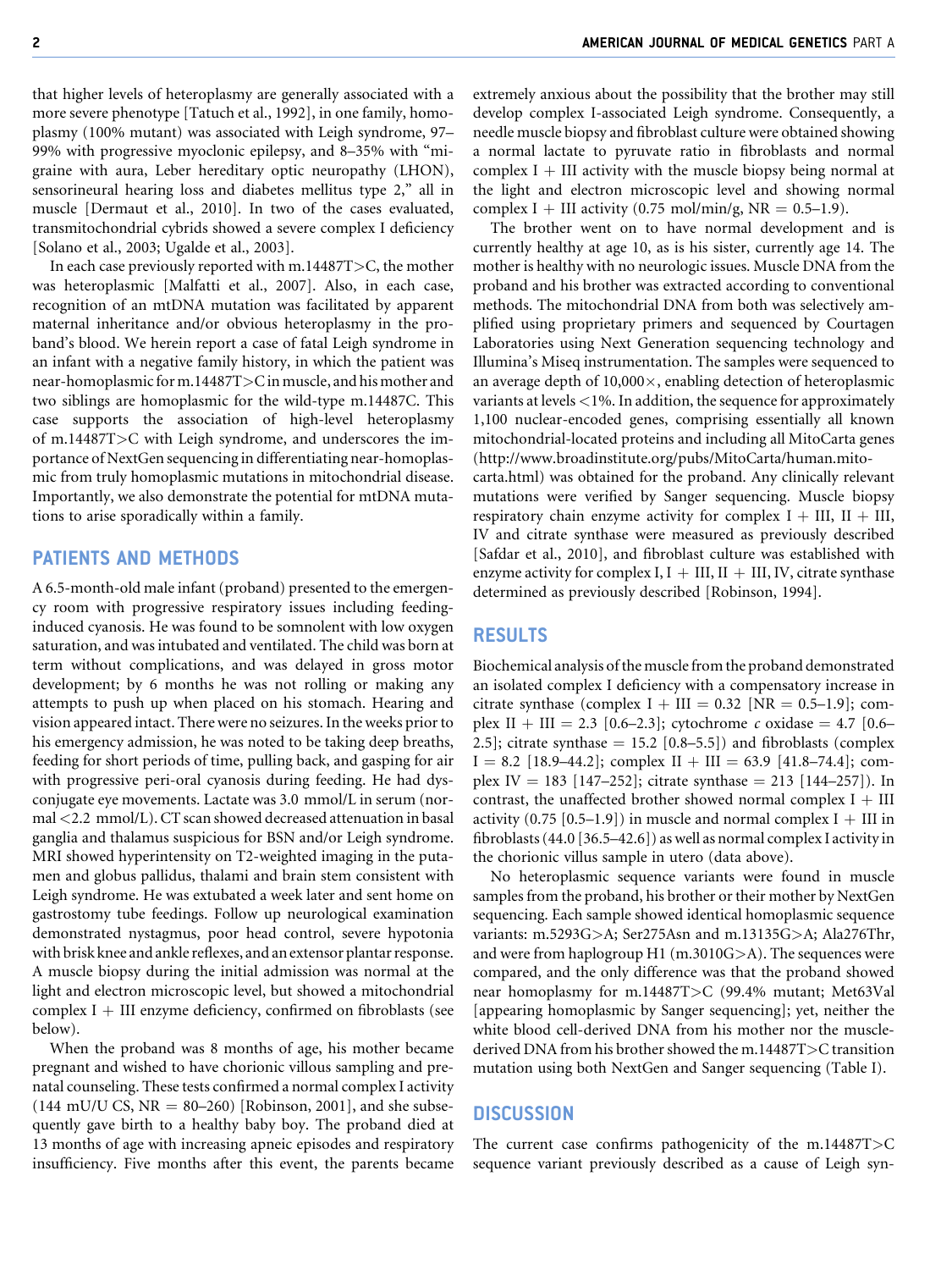that higher levels of heteroplasmy are generally associated with a more severe phenotype [Tatuch et al., 1992], in one family, homoplasmy (100% mutant) was associated with Leigh syndrome, 97–99% with progressive myoclonic epilepsy, and 8–35% with "migraine with aura, Leber hereditary optic neuropathy (LHON), sensorineural hearing loss and diabetes mellitus type 2," all in muscle [Dermaut et al., 2010]. In two of the cases evaluated, transmitochondrial cybrids showed a severe complex I deficiency [Solano et al., 2003; Ugalde et al., 2003].

In each case previously reported with m.14487T>C, the mother was heteroplasmic [Malfatti et al., 2007]. Also, in each case, recognition of an mtDNA mutation was facilitated by apparent maternal inheritance and/or obvious heteroplasmy in the proband's blood. We herein report a case of fatal Leigh syndrome in an infant with a negative family history, in which the patient was near-homoplasmic for m.14487T>C in muscle, and his mother and two siblings are homoplasmic for the wild-type m.14487C. This case supports the association of high-level heteroplasmy of m.14487T>C with Leigh syndrome, and underscores the importance of NextGen sequencing in differentiating near-homoplasmic from truly homoplasmic mutations in mitochondrial disease. Importantly, we also demonstrate the potential for mtDNA mutations to arise sporadically within a family.

## PATIENTS AND METHODS

A 6.5-month-old male infant (proband) presented to the emergency room with progressive respiratory issues including feeding-induced cyanosis. He was found to be somnolent with low oxygen saturation, and was intubated and ventilated. The child was born at term without complications, and was delayed in gross motor development; by 6 months he was not rolling or making any attempts to push up when placed on his stomach. Hearing and vision appeared intact. There were no seizures. In the weeks prior to his emergency admission, he was noted to be taking deep breaths, feeding for short periods of time, pulling back, and gasping for air with progressive peri-oral cyanosis during feeding. He had dysconjugate eye movements. Lactate was 3.0 mmol/L in serum (normal <2.2 mmol/L). CT scan showed decreased attenuation in basal ganglia and thalamus suspicious for BSN and/or Leigh syndrome. MRI showed hyperintensity on T2-weighted imaging in the putamen and globus pallidus, thalami and brain stem consistent with Leigh syndrome. He was extubated a week later and sent home on gastrostomy tube feedings. Follow up neurological examination demonstrated nystagmus, poor head control, severe hypotonia with brisk knee and ankle reflexes, and an extensor plantar response. A muscle biopsy during the initial admission was normal at the light and electron microscopic level, but showed a mitochondrial complex I + III enzyme deficiency, confirmed on fibroblasts (see below).

When the proband was 8 months of age, his mother became pregnant and wished to have chorionic villous sampling and prenatal counseling. These tests confirmed a normal complex I activity (144 mU/U CS, NR = 80–260) [Robinson, 2001], and she subsequently gave birth to a healthy baby boy. The proband died at 13 months of age with increasing apneic episodes and respiratory insufficiency. Five months after this event, the parents became extremely anxious about the possibility that the brother may still develop complex I-associated Leigh syndrome. Consequently, a needle muscle biopsy and fibroblast culture were obtained showing a normal lactate to pyruvate ratio in fibroblasts and normal complex I + III activity with the muscle biopsy being normal at the light and electron microscopic level and showing normal complex I + III activity (0.75 mol/min/g, NR = 0.5–1.9).

The brother went on to have normal development and is currently healthy at age 10, as is his sister, currently age 14. The mother is healthy with no neurologic issues. Muscle DNA from the proband and his brother was extracted according to conventional methods. The mitochondrial DNA from both was selectively amplified using proprietary primers and sequenced by Courtagen Laboratories using Next Generation sequencing technology and Illumina's Miseq instrumentation. The samples were sequenced to an average depth of 10,000×, enabling detection of heteroplasmic variants at levels <1%. In addition, the sequence for approximately 1,100 nuclear-encoded genes, comprising essentially all known mitochondrial-located proteins and including all MitoCarta genes (http://www.broadinstitute.org/pubs/MitoCarta/human.mitocarta.html) was obtained for the proband. Any clinically relevant mutations were verified by Sanger sequencing. Muscle biopsy respiratory chain enzyme activity for complex I + III, II + III, IV and citrate synthase were measured as previously described [Safdar et al., 2010], and fibroblast culture was established with enzyme activity for complex I, I + III, II + III, IV, citrate synthase determined as previously described [Robinson, 1994].

## RESULTS

Biochemical analysis of the muscle from the proband demonstrated an isolated complex I deficiency with a compensatory increase in citrate synthase (complex I + III = 0.32 [NR = 0.5–1.9]; complex II + III = 2.3 [0.6–2.3]; cytochrome *c* oxidase = 4.7 [0.6–2.5]; citrate synthase = 15.2 [0.8–5.5]) and fibroblasts (complex I = 8.2 [18.9–44.2]; complex I + III = 63.9 [41.8–74.4]; complex IV = 183 [147–252]; citrate synthase = 213 [144–257]). In contrast, the unaffected brother showed normal complex I + III activity (0.75 [0.5–1.9]) in muscle and normal complex I + III in fibroblasts (44.0 [36.5–42.6]) as well as normal complex I activity in the chorionic villus sample in utero (data above).

No heteroplasmic sequence variants were found in muscle samples from the proband, his brother or their mother by NextGen sequencing. Each sample showed identical homoplasmic sequence variants: m.5293G>A; Ser275Asn and m.13135G>A; Ala276Thr, and were from haplogroup H1 (m.3010G>A). The sequences were compared, and the only difference was that the proband showed near homoplasmy for m.14487T>C (99.4% mutant; Met63Val [appearing homoplasmic by Sanger sequencing]; yet, neither the white blood cell-derived DNA from his mother nor the muscle-derived DNA from his brother showed the m.14487T>C transition mutation using both NextGen and Sanger sequencing (Table I).

## DISCUSSION

The current case confirms pathogenicity of the m.14487T>C sequence variant previously described as a cause of Leigh syn-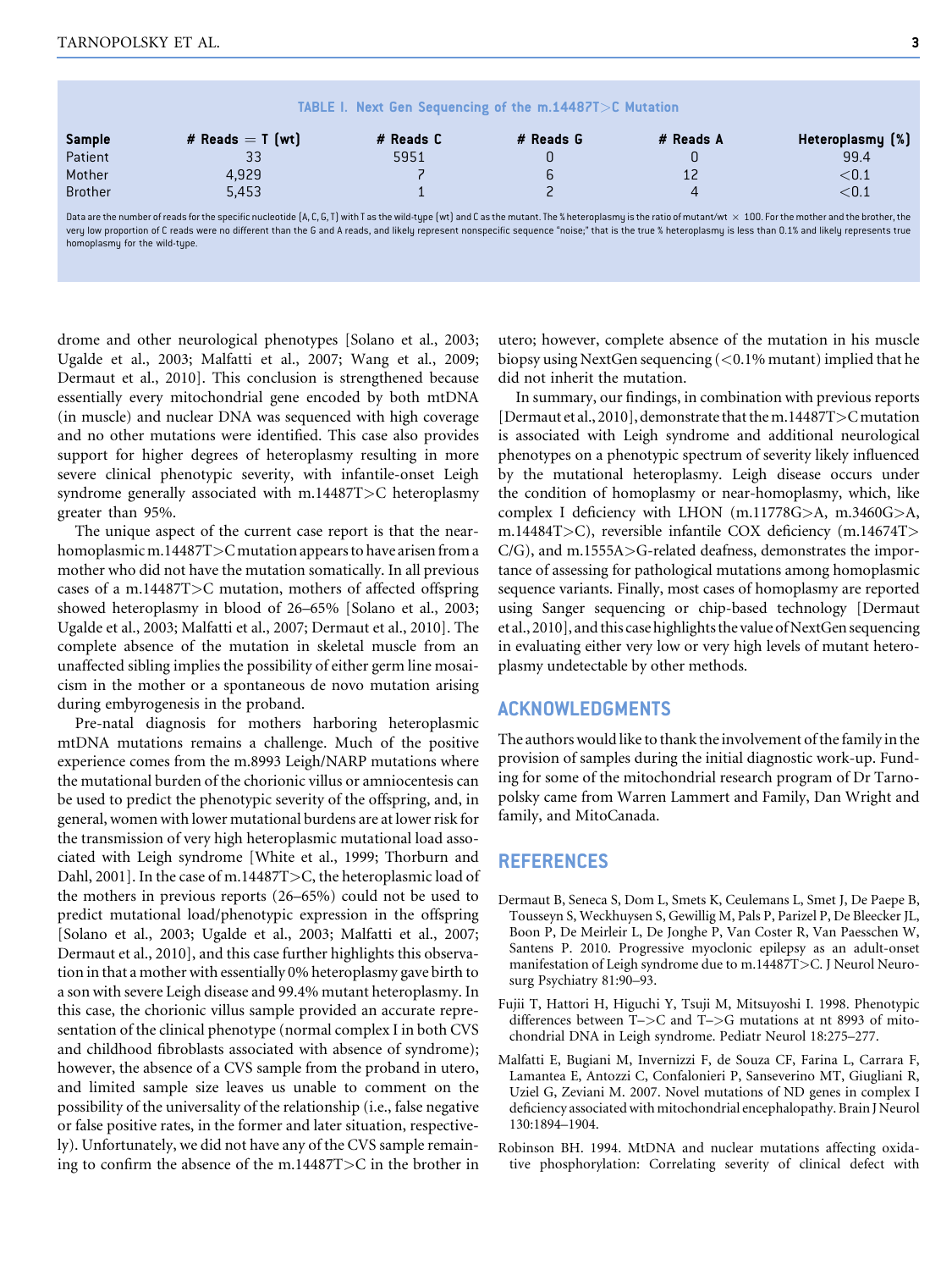**TABLE I. Next Gen Sequencing of the m.14487T>C Mutation**

| Sample | # Reads = T (wt) | # Reads C | # Reads G | # Reads A | Heteroplasmy (%) |
|---|---|---|---|---|---|
| Patient | 33 | 5951 | 0 | 0 | 99.4 |
| Mother | 4,929 | 7 | 6 | 12 | <0.1 |
| Brother | 5,453 | 1 | 2 | 4 | <0.1 |

Data are the number of reads for the specific nucleotide (A, C, G, T) with T as the wild-type (wt) and C as the mutant. The % heteroplasmy is the ratio of mutant/wt × 100. For the mother and the brother, the very low proportion of C reads were no different than the G and A reads, and likely represent nonspecific sequence "noise;" that is the true % heteroplasmy is less than 0.1% and likely represents true homoplasmy for the wild-type.

drome and other neurological phenotypes [Solano et al., 2003; Ugalde et al., 2003; Malfatti et al., 2007; Wang et al., 2009; Dermaut et al., 2010]. This conclusion is strengthened because essentially every mitochondrial gene encoded by both mtDNA (in muscle) and nuclear DNA was sequenced with high coverage and no other mutations were identified. This case also provides support for higher degrees of heteroplasmy resulting in more severe clinical phenotypic severity, with infantile-onset Leigh syndrome generally associated with m.14487T>C heteroplasmy greater than 95%.

The unique aspect of the current case report is that the near-homoplasmic m.14487T>C mutation appears to have arisen from a mother who did not have the mutation somatically. In all previous cases of a m.14487T>C mutation, mothers of affected offspring showed heteroplasmy in blood of 26–65% [Solano et al., 2003; Ugalde et al., 2003; Malfatti et al., 2007; Dermaut et al., 2010]. The complete absence of the mutation in skeletal muscle from an unaffected sibling implies the possibility of either germ line mosaicism in the mother or a spontaneous de novo mutation arising during embryogenesis in the proband.

Pre-natal diagnosis for mothers harboring heteroplasmic mtDNA mutations remains a challenge. Much of the positive experience comes from the m.8993 Leigh/NARP mutations where the mutational burden of the chorionic villus or amniocentesis can be used to predict the phenotypic severity of the offspring, and, in general, women with lower mutational burdens are at lower risk for the transmission of very high heteroplasmic mutational load associated with Leigh syndrome [White et al., 1999; Thorburn and Dahl, 2001]. In the case of m.14487T>C, the heteroplasmic load of the mothers in previous reports (26–65%) could not be used to predict mutational load/phenotypic expression in the offspring [Solano et al., 2003; Ugalde et al., 2003; Malfatti et al., 2007; Dermaut et al., 2010], and this case further highlights this observation in that a mother with essentially 0% heteroplasmy gave birth to a son with severe Leigh disease and 99.4% mutant heteroplasmy. In this case, the chorionic villus sample provided an accurate representation of the clinical phenotype (normal complex I in both CVS and childhood fibroblasts associated with absence of syndrome); however, the absence of a CVS sample from the proband in utero, and limited sample size leaves us unable to comment on the possibility of the universality of the relationship (i.e., false negative or false positive rates, in the former and later situation, respectively). Unfortunately, we did not have any of the CVS sample remaining to confirm the absence of the m.14487T>C in the brother in utero; however, complete absence of the mutation in his muscle biopsy using NextGen sequencing (<0.1% mutant) implied that he did not inherit the mutation.

In summary, our findings, in combination with previous reports [Dermaut et al., 2010], demonstrate that the m.14487T>C mutation is associated with Leigh syndrome and additional neurological phenotypes on a phenotypic spectrum of severity likely influenced by the mutational heteroplasmy. Leigh disease occurs under the condition of homoplasmy or near-homoplasmy, which, like complex I deficiency with LHON (m.11778G>A, m.3460G>A, m.14484T>C), reversible infantile COX deficiency (m.14674T>C/G), and m.1555A>G-related deafness, demonstrates the importance of assessing for pathological mutations among homoplasmic sequence variants. Finally, most cases of homoplasmy are reported using Sanger sequencing or chip-based technology [Dermaut et al., 2010], and this case highlights the value of NextGen sequencing in evaluating either very low or very high levels of mutant heteroplasmy undetectable by other methods.

## ACKNOWLEDGMENTS

The authors would like to thank the involvement of the family in the provision of samples during the initial diagnostic work-up. Funding for some of the mitochondrial research program of Dr Tarnopolsky came from Warren Lammert and Family, Dan Wright and family, and MitoCanada.

## REFERENCES

Dermaut B, Seneca S, Dom L, Smets K, Ceulemans L, Smet J, De Paepe B, Tousseyn S, Weckhuysen S, Gewillig M, Pals P, Parizel P, De Bleecker JL, Boon P, De Meirleir L, De Jonghe P, Van Coster R, Van Paesschen W, Santens P. 2010. Progressive myoclonic epilepsy as an adult-onset manifestation of Leigh syndrome due to m.14487T>C. J Neurol Neurosurg Psychiatry 81:90–93.

Fujii T, Hattori H, Higuchi Y, Tsuji M, Mitsuyoshi I. 1998. Phenotypic differences between T–>C and T–>G mutations at nt 8993 of mitochondrial DNA in Leigh syndrome. Pediatr Neurol 18:275–277.

Malfatti E, Bugiani M, Invernizzi F, de Souza CF, Farina L, Carrara F, Lamantea E, Antozzi C, Confalonieri P, Sanseverino MT, Giugliani R, Uziel G, Zeviani M. 2007. Novel mutations of ND genes in complex I deficiency associated with mitochondrial encephalopathy. Brain J Neurol 130:1894–1904.

Robinson BH. 1994. MtDNA and nuclear mutations affecting oxidative phosphorylation: Correlating severity of clinical defect with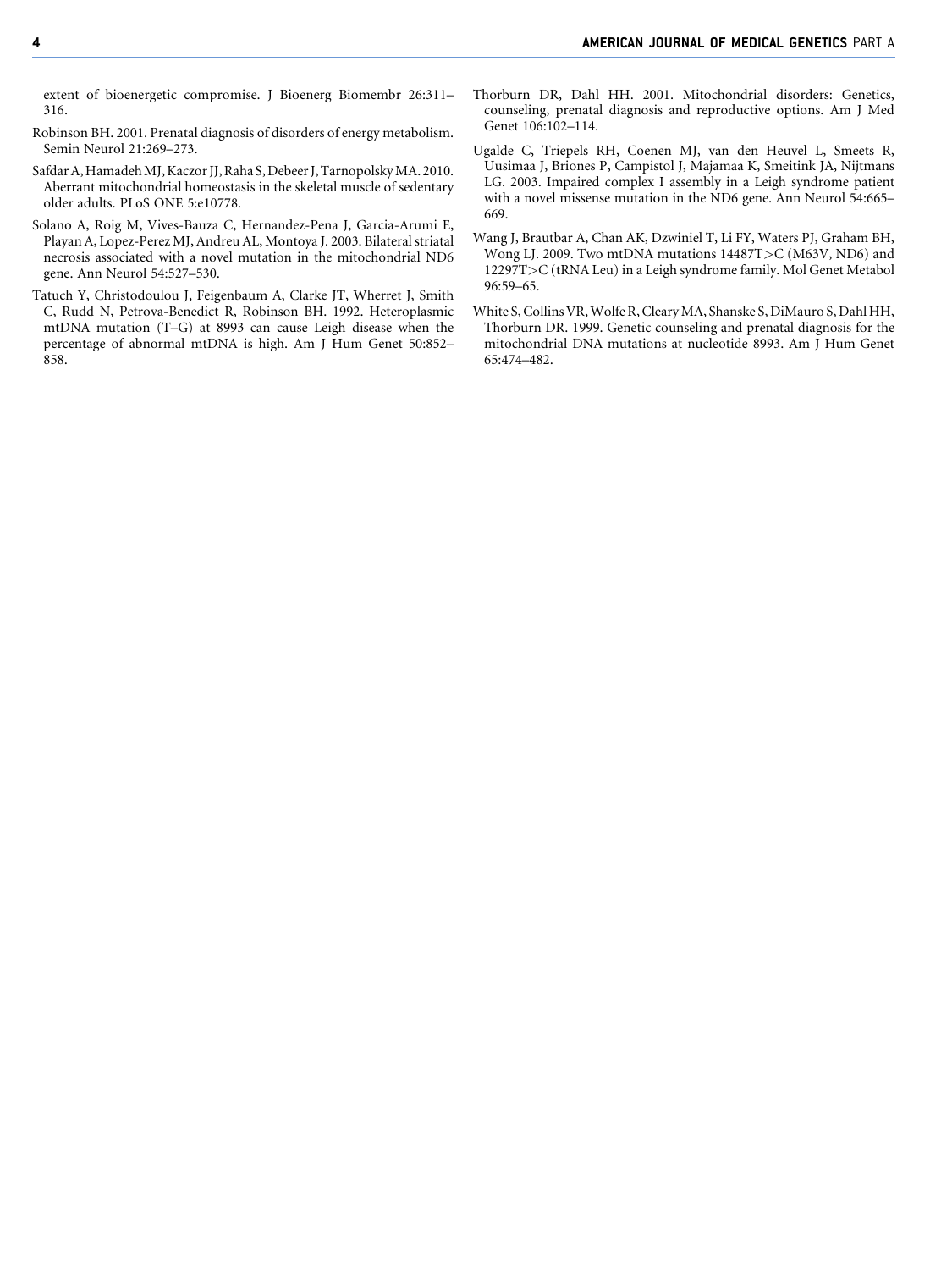extent of bioenergetic compromise. J Bioenerg Biomembr 26:311–316.

Robinson BH. 2001. Prenatal diagnosis of disorders of energy metabolism. Semin Neurol 21:269–273.

Safdar A, Hamadeh MJ, Kaczor JJ, Raha S, Debeer J, Tarnopolsky MA. 2010. Aberrant mitochondrial homeostasis in the skeletal muscle of sedentary older adults. PLoS ONE 5:e10778.

Solano A, Roig M, Vives-Bauza C, Hernandez-Pena J, Garcia-Arumi E, Playan A, Lopez-Perez MJ, Andreu AL, Montoya J. 2003. Bilateral striatal necrosis associated with a novel mutation in the mitochondrial ND6 gene. Ann Neurol 54:527–530.

Tatuch Y, Christodoulou J, Feigenbaum A, Clarke JT, Wherret J, Smith C, Rudd N, Petrova-Benedict R, Robinson BH. 1992. Heteroplasmic mtDNA mutation (T–G) at 8993 can cause Leigh disease when the percentage of abnormal mtDNA is high. Am J Hum Genet 50:852–858.

Thorburn DR, Dahl HH. 2001. Mitochondrial disorders: Genetics, counseling, prenatal diagnosis and reproductive options. Am J Med Genet 106:102–114.

Ugalde C, Triepels RH, Coenen MJ, van den Heuvel L, Smeets R, Uusimaa J, Briones P, Campistol J, Majamaa K, Smeitink JA, Nijtmans LG. 2003. Impaired complex I assembly in a Leigh syndrome patient with a novel missense mutation in the ND6 gene. Ann Neurol 54:665–669.

Wang J, Brautbar A, Chan AK, Dzwiniel T, Li FY, Waters PJ, Graham BH, Wong LJ. 2009. Two mtDNA mutations 14487T>C (M63V, ND6) and 12297T>C (tRNA Leu) in a Leigh syndrome family. Mol Genet Metabol 96:59–65.

White S, Collins VR, Wolfe R, Cleary MA, Shanske S, DiMauro S, Dahl HH, Thorburn DR. 1999. Genetic counseling and prenatal diagnosis for the mitochondrial DNA mutations at nucleotide 8993. Am J Hum Genet 65:474–482.